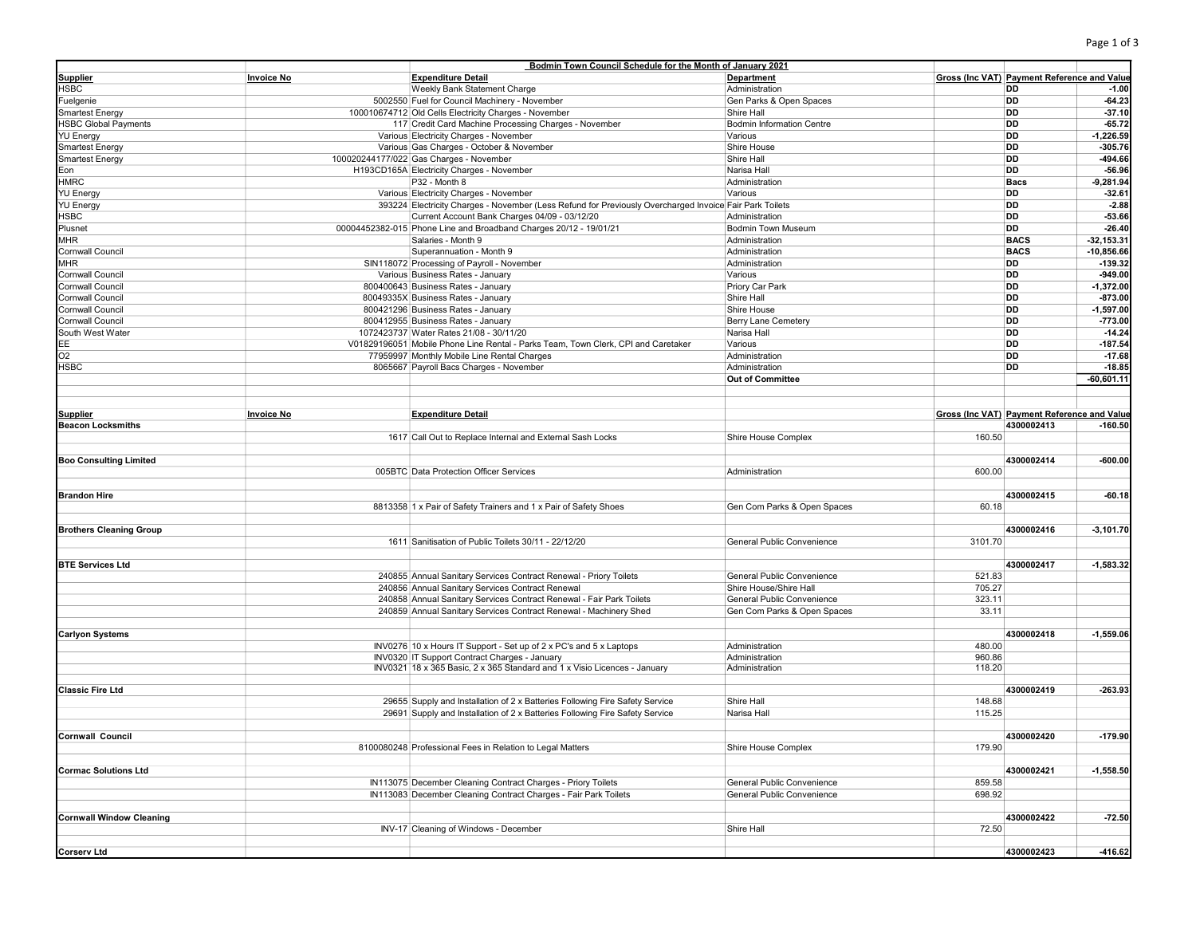| Bodmin Town Council Schedule for the Month of January 2021 | | | | | | |
|---|---|---|---|---|---|---|
| **Supplier** | **Invoice No** | **Expenditure Detail** | **Department** | **Gross (Inc VAT)** | **Payment Reference and Value** | |
| HSBC | | Weekly Bank Statement Charge | Administration | | DD | -1.00 |
| Fuelgenie | 5002550 | Fuel for Council Machinery - November | Gen Parks & Open Spaces | | DD | -64.23 |
| Smartest Energy | 100010674712 | Old Cells Electricity Charges - November | Shire Hall | | DD | -37.10 |
| HSBC Global Payments | 117 | Credit Card Machine Processing Charges - November | Bodmin Information Centre | | DD | -65.72 |
| YU Energy | Various | Electricity Charges - November | Various | | DD | -1,226.59 |
| Smartest Energy | Various | Gas Charges - October & November | Shire House | | DD | -305.76 |
| Smartest Energy | 100020244177/022 | Gas Charges - November | Shire Hall | | DD | -494.66 |
| Eon | H193CD165A | Electricity Charges - November | Narisa Hall | | DD | -56.96 |
| HMRC | | P32 - Month 8 | Administration | | Bacs | -9,281.94 |
| YU Energy | Various | Electricity Charges - November | Various | | DD | -32.61 |
| YU Energy | 393224 | Electricity Charges - November (Less Refund for Previously Overcharged Invoice) | Fair Park Toilets | | DD | -2.88 |
| HSBC | | Current Account Bank Charges 04/09 - 03/12/20 | Administration | | DD | -53.66 |
| Plusnet | 00004452382-015 | Phone Line and Broadband Charges 20/12 - 19/01/21 | Bodmin Town Museum | | DD | -26.40 |
| MHR | | Salaries - Month 9 | Administration | | BACS | -32,153.31 |
| Cornwall Council | | Superannuation - Month 9 | Administration | | BACS | -10,856.66 |
| MHR | SIN118072 | Processing of Payroll - November | Administration | | DD | -139.32 |
| Cornwall Council | Various | Business Rates - January | Various | | DD | -949.00 |
| Cornwall Council | 800400643 | Business Rates - January | Priory Car Park | | DD | -1,372.00 |
| Cornwall Council | 80049335X | Business Rates - January | Shire Hall | | DD | -873.00 |
| Cornwall Council | 800421296 | Business Rates - January | Shire House | | DD | -1,597.00 |
| Cornwall Council | 800412955 | Business Rates - January | Berry Lane Cemetery | | DD | -773.00 |
| South West Water | 1072423737 | Water Rates 21/08 - 30/11/20 | Narisa Hall | | DD | -14.24 |
| EE | V01829196051 | Mobile Phone Line Rental - Parks Team, Town Clerk, CPI and Caretaker | Various | | DD | -187.54 |
| O2 | 77959997 | Monthly Mobile Line Rental Charges | Administration | | DD | -17.68 |
| HSBC | 8065667 | Payroll Bacs Charges - November | Administration | | DD | -18.85 |
| | | | **Out of Committee** | | | **-60,601.11** |

| **Supplier** | **Invoice No** | **Expenditure Detail** | | **Gross (Inc VAT)** | **Payment Reference and Value** | |
|---|---|---|---|---|---|---|
| **Beacon Locksmiths** | | | | | **4300002413** | **-160.50** |
| | 1617 | Call Out to Replace Internal and External Sash Locks | Shire House Complex | 160.50 | | |
| **Boo Consulting Limited** | | | | | **4300002414** | **-600.00** |
| | 005BTC | Data Protection Officer Services | Administration | 600.00 | | |
| **Brandon Hire** | | | | | **4300002415** | **-60.18** |
| | 8813358 | 1 x Pair of Safety Trainers and 1 x Pair of Safety Shoes | Gen Com Parks & Open Spaces | 60.18 | | |
| **Brothers Cleaning Group** | | | | | **4300002416** | **-3,101.70** |
| | 1611 | Sanitisation of Public Toilets 30/11 - 22/12/20 | General Public Convenience | 3101.70 | | |
| **BTE Services Ltd** | | | | | **4300002417** | **-1,583.32** |
| | 240855 | Annual Sanitary Services Contract Renewal - Priory Toilets | General Public Convenience | 521.83 | | |
| | 240856 | Annual Sanitary Services Contract Renewal | Shire House/Shire Hall | 705.27 | | |
| | 240858 | Annual Sanitary Services Contract Renewal - Fair Park Toilets | General Public Convenience | 323.11 | | |
| | 240859 | Annual Sanitary Services Contract Renewal - Machinery Shed | Gen Com Parks & Open Spaces | 33.11 | | |
| **Carlyon Systems** | | | | | **4300002418** | **-1,559.06** |
| | INV0276 | 10 x Hours IT Support - Set up of 2 x PC's and 5 x Laptops | Administration | 480.00 | | |
| | INV0320 | IT Support Contract Charges - January | Administration | 960.86 | | |
| | INV0321 | 18 x 365 Basic, 2 x 365 Standard and 1 x Visio Licences - January | Administration | 118.20 | | |
| **Classic Fire Ltd** | | | | | **4300002419** | **-263.93** |
| | 29655 | Supply and Installation of 2 x Batteries Following Fire Safety Service | Shire Hall | 148.68 | | |
| | 29691 | Supply and Installation of 2 x Batteries Following Fire Safety Service | Narisa Hall | 115.25 | | |
| **Cornwall Council** | | | | | **4300002420** | **-179.90** |
| | 8100080248 | Professional Fees in Relation to Legal Matters | Shire House Complex | 179.90 | | |
| **Cormac Solutions Ltd** | | | | | **4300002421** | **-1,558.50** |
| | IN113075 | December Cleaning Contract Charges - Priory Toilets | General Public Convenience | 859.58 | | |
| | IN113083 | December Cleaning Contract Charges - Fair Park Toilets | General Public Convenience | 698.92 | | |
| **Cornwall Window Cleaning** | | | | | **4300002422** | **-72.50** |
| | INV-17 | Cleaning of Windows - December | Shire Hall | 72.50 | | |
| **Corserv Ltd** | | | | | **4300002423** | **-416.62** |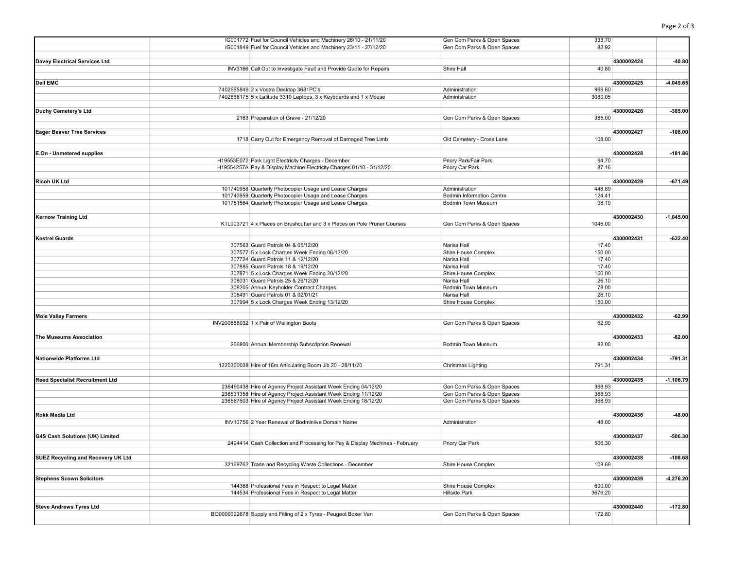| Supplier | Invoice | Description | Cost Centre | Amount | Reference | Total |
|---|---|---|---|---|---|---|
| | IG001772 | Fuel for Council Vehicles and Machinery 26/10 - 21/11/20 | Gen Com Parks & Open Spaces | 333.70 | | |
| | IG001849 | Fuel for Council Vehicles and Machinery 23/11 - 27/12/20 | Gen Com Parks & Open Spaces | 82.92 | | |
| **Davey Electrical Services Ltd** | | | | | **4300002424** | **-40.80** |
| | INV3166 | Call Out to Investigate Fault and Provide Quote for Repairs | Shire Hall | 40.80 | | |
| **Dell EMC** | | | | | **4300002425** | **-4,049.65** |
| | 7402665849 | 2 x Vostra Desktop 3681PC's | Administration | 969.60 | | |
| | 7402666175 | 5 x Latitude 3310 Laptops, 3 x Keyboards and 1 x Mouse | Administration | 3080.05 | | |
| **Duchy Cemetery's Ltd** | | | | | **4300002426** | **-385.00** |
| | 2163 | Preparation of Grave - 21/12/20 | Gen Com Parks & Open Spaces | 385.00 | | |
| **Eager Beaver Tree Services** | | | | | **4300002427** | **-108.00** |
| | 1718 | Carry Out for Emergency Removal of Damaged Tree Limb | Old Cemetery - Cross Lane | 108.00 | | |
| **E.On - Unmetered supplies** | | | | | **4300002428** | **-181.86** |
| | H19553E072 | Park Light Electricity Charges - December | Priory Park/Fair Park | 94.70 | | |
| | H19554257A | Pay & Display Machine Electricity Charges 01/10 - 31/12/20 | Priory Car Park | 87.16 | | |
| **Ricoh UK Ltd** | | | | | **4300002429** | **-671.49** |
| | 101740958 | Quarterly Photocopier Usage and Lease Charges | Administration | 448.89 | | |
| | 101740959 | Quarterly Photocopier Usage and Lease Charges | Bodmin Information Centre | 124.41 | | |
| | 101751564 | Quarterly Photocopier Usage and Lease Charges | Bodmin Town Museum | 98.19 | | |
| **Kernow Training Ltd** | | | | | **4300002430** | **-1,045.00** |
| | KTL003721 | 4 x Places on Brushcutter and 3 x Places on Pole Pruner Courses | Gen Com Parks & Open Spaces | 1045.00 | | |
| **Kestrel Guards** | | | | | **4300002431** | **-632.40** |
| | 307563 | Guard Patrols 04 & 05/12/20 | Narisa Hall | 17.40 | | |
| | 307577 | 5 x Lock Charges Week Ending 06/12/20 | Shire House Complex | 150.00 | | |
| | 307724 | Guard Patrols 11 & 12/12/20 | Narisa Hall | 17.40 | | |
| | 307885 | Guard Patrols 18 & 19/12/20 | Narisa Hall | 17.40 | | |
| | 307871 | 5 x Lock Charges Week Ending 20/12/20 | Shire House Complex | 150.00 | | |
| | 308031 | Guard Patrols 25 & 26/12/20 | Narisa Hall | 26.10 | | |
| | 308205 | Annual Keyholder Contract Charges | Bodmin Town Museum | 78.00 | | |
| | 308491 | Guard Patrols 01 & 02/01/21 | Narisa Hall | 26.10 | | |
| | 307994 | 5 x Lock Charges Week Ending 13/12/20 | Shire House Complex | 150.00 | | |
| **Mole Valley Farmers** | | | | | **4300002432** | **-62.99** |
| | INV200688032 | 1 x Pair of Wellington Boots | Gen Com Parks & Open Spaces | 62.99 | | |
| **The Museums Association** | | | | | **4300002433** | **-82.00** |
| | 266800 | Annual Membership Subscription Renewal | Bodmin Town Museum | 82.00 | | |
| **Nationwide Platforms Ltd** | | | | | **4300002434** | **-791.31** |
| | 1220360038 | Hire of 16m Articulating Boom Jib 20 - 28/11/20 | Christmas Lighting | 791.31 | | |
| **Reed Specialist Recruitment Ltd** | | | | | **4300002435** | **-1,106.79** |
| | 236490438 | Hire of Agency Project Assistant Week Ending 04/12/20 | Gen Com Parks & Open Spaces | 368.93 | | |
| | 236531358 | Hire of Agency Project Assistant Week Ending 11/12/20 | Gen Com Parks & Open Spaces | 368.93 | | |
| | 236567503 | Hire of Agency Project Assistant Week Ending 18/12/20 | Gen Com Parks & Open Spaces | 368.93 | | |
| **Rokk Media Ltd** | | | | | **4300002436** | **-48.00** |
| | INV10756 | 2 Year Renewal of Bodminlive Domain Name | Administration | 48.00 | | |
| **G4S Cash Solutions (UK) Limited** | | | | | **4300002437** | **-506.30** |
| | 2494414 | Cash Collection and Processing for Pay & Display Machines - February | Priory Car Park | 506.30 | | |
| **SUEZ Recycling and Recovery UK Ltd** | | | | | **4300002438** | **-108.68** |
| | 32169762 | Trade and Recycling Waste Collections - December | Shire House Complex | 108.68 | | |
| **Stephens Scown Solicitors** | | | | | **4300002439** | **-4,276.20** |
| | 144368 | Professional Fees in Respect to Legal Matter | Shire House Complex | 600.00 | | |
| | 144534 | Professional Fees in Respect to Legal Matter | Hillside Park | 3676.20 | | |
| **Steve Andrews Tyres Ltd** | | | | | **4300002440** | **-172.80** |
| | BO0000092678 | Supply and Fitting of 2 x Tyres - Peugeot Boxer Van | Gen Com Parks & Open Spaces | 172.80 | | |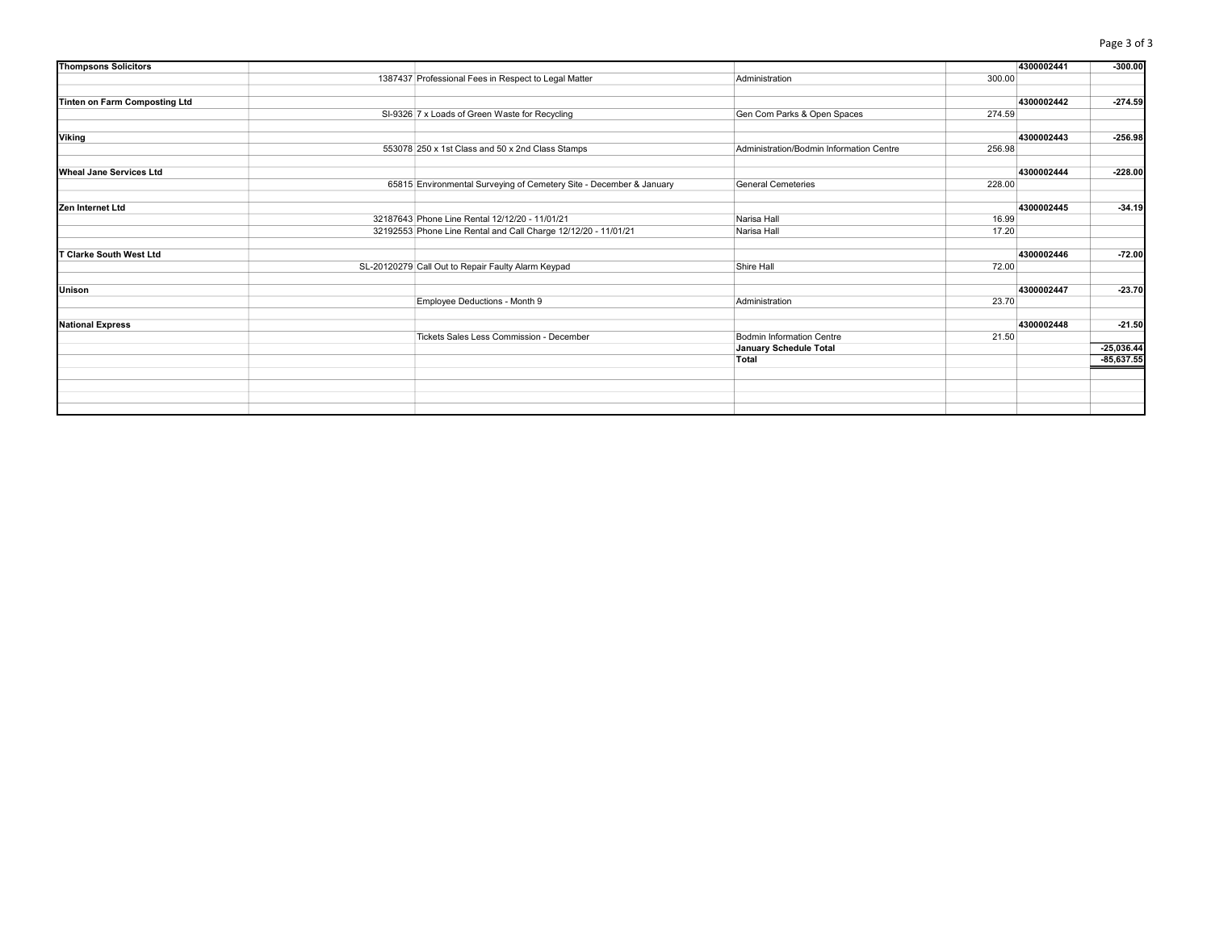| | | | | | | |
|---|---|---|---|---|---|---|
| **Thompsons Solicitors** | | | | | **4300002441** | **-300.00** |
| | 1387437 | Professional Fees in Respect to Legal Matter | Administration | 300.00 | | |
| | | | | | | |
| **Tinten on Farm Composting Ltd** | | | | | **4300002442** | **-274.59** |
| | SI-9326 | 7 x Loads of Green Waste for Recycling | Gen Com Parks & Open Spaces | 274.59 | | |
| | | | | | | |
| **Viking** | | | | | **4300002443** | **-256.98** |
| | 553078 | 250 x 1st Class and 50 x 2nd Class Stamps | Administration/Bodmin Information Centre | 256.98 | | |
| | | | | | | |
| **Wheal Jane Services Ltd** | | | | | **4300002444** | **-228.00** |
| | 65815 | Environmental Surveying of Cemetery Site - December & January | General Cemeteries | 228.00 | | |
| | | | | | | |
| **Zen Internet Ltd** | | | | | **4300002445** | **-34.19** |
| | 32187643 | Phone Line Rental 12/12/20 - 11/01/21 | Narisa Hall | 16.99 | | |
| | 32192553 | Phone Line Rental and Call Charge 12/12/20 - 11/01/21 | Narisa Hall | 17.20 | | |
| | | | | | | |
| **T Clarke South West Ltd** | | | | | **4300002446** | **-72.00** |
| | SL-20120279 | Call Out to Repair Faulty Alarm Keypad | Shire Hall | 72.00 | | |
| | | | | | | |
| **Unison** | | | | | **4300002447** | **-23.70** |
| | | Employee Deductions - Month 9 | Administration | 23.70 | | |
| | | | | | | |
| **National Express** | | | | | **4300002448** | **-21.50** |
| | | Tickets Sales Less Commission - December | Bodmin Information Centre | 21.50 | | |
| | | | **January Schedule Total** | | | **-25,036.44** |
| | | | **Total** | | | **-85,637.55** |